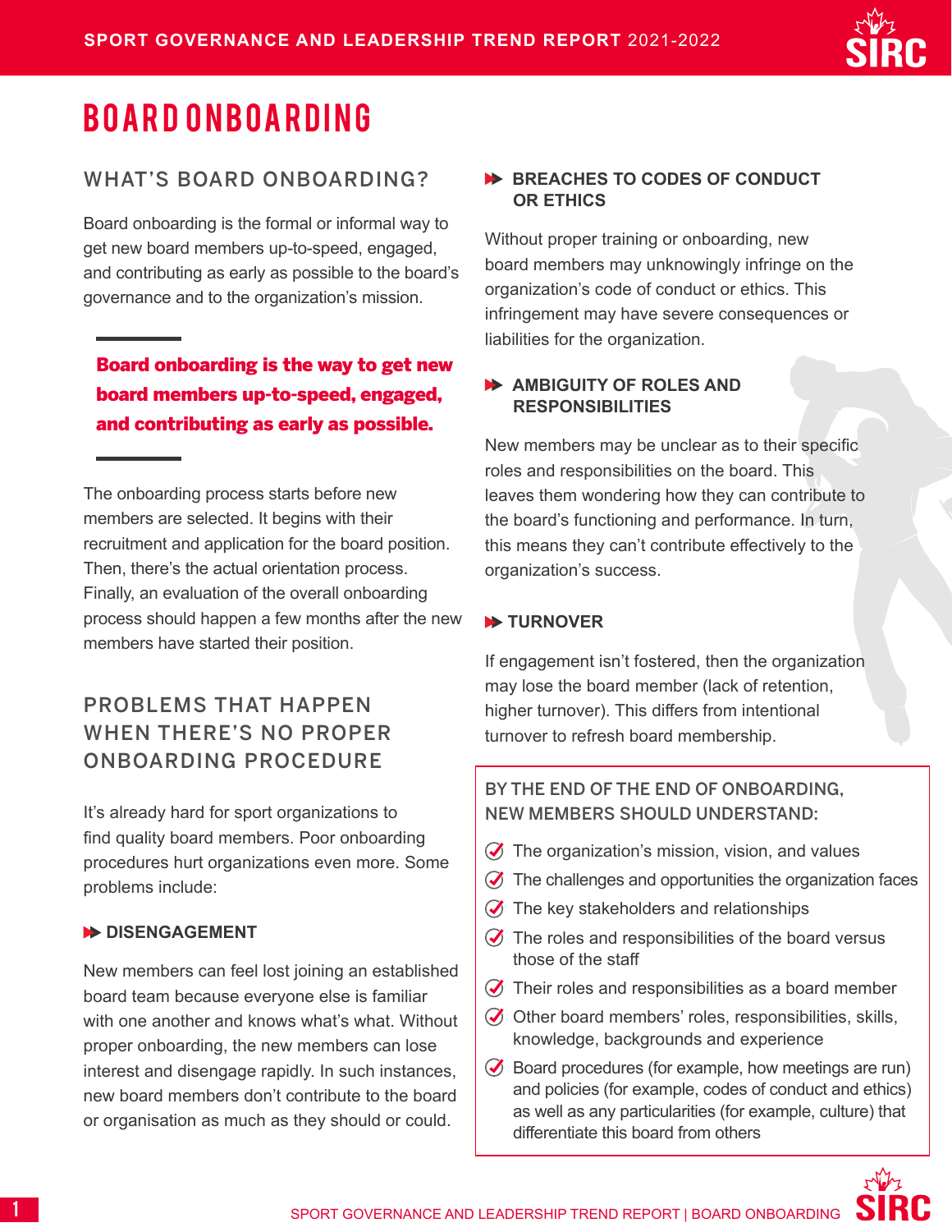# BOARD ONBOARDING

## WHAT'S BOARD ONBOARDING?

Board onboarding is the formal or informal way to get new board members up-to-speed, engaged, and contributing as early as possible to the board's governance and to the organization's mission.

**Board onboarding is the way to get new board members up-to-speed, engaged, and contributing as early as possible.**

The onboarding process starts before new members are selected. It begins with their recruitment and application for the board position. Then, there's the actual orientation process. Finally, an evaluation of the overall onboarding process should happen a few months after the new members have started their position.

## PROBLEMS THAT HAPPEN WHEN THERE'S NO PROPER ONBOARDING PROCEDURE

It's already hard for sport organizations to find quality board members. Poor onboarding procedures hurt organizations even more. Some problems include:

### DISENGAGEMENT

New members can feel lost joining an established board team because everyone else is familiar with one another and knows what's what. Without proper onboarding, the new members can lose interest and disengage rapidly. In such instances, new board members don't contribute to the board or organisation as much as they should or could.

### BREACHES TO CODES OF CONDUCT OR ETHICS

Without proper training or onboarding, new board members may unknowingly infringe on the organization's code of conduct or ethics. This infringement may have severe consequences or liabilities for the organization.

### AMBIGUITY OF ROLES AND RESPONSIBILITIES

New members may be unclear as to their specific roles and responsibilities on the board. This leaves them wondering how they can contribute to the board's functioning and performance. In turn, this means they can't contribute effectively to the organization's success.

### TURNOVER

If engagement isn't fostered, then the organization may lose the board member (lack of retention, higher turnover). This differs from intentional turnover to refresh board membership.

**BY THE END OF THE END OF ONBOARDING, NEW MEMBERS SHOULD UNDERSTAND:**

- The organization's mission, vision, and values
- The challenges and opportunities the organization faces
- The key stakeholders and relationships
- The roles and responsibilities of the board versus those of the staff
- Their roles and responsibilities as a board member
- Other board members' roles, responsibilities, skills, knowledge, backgrounds and experience
- Board procedures (for example, how meetings are run) and policies (for example, codes of conduct and ethics) as well as any particularities (for example, culture) that differentiate this board from others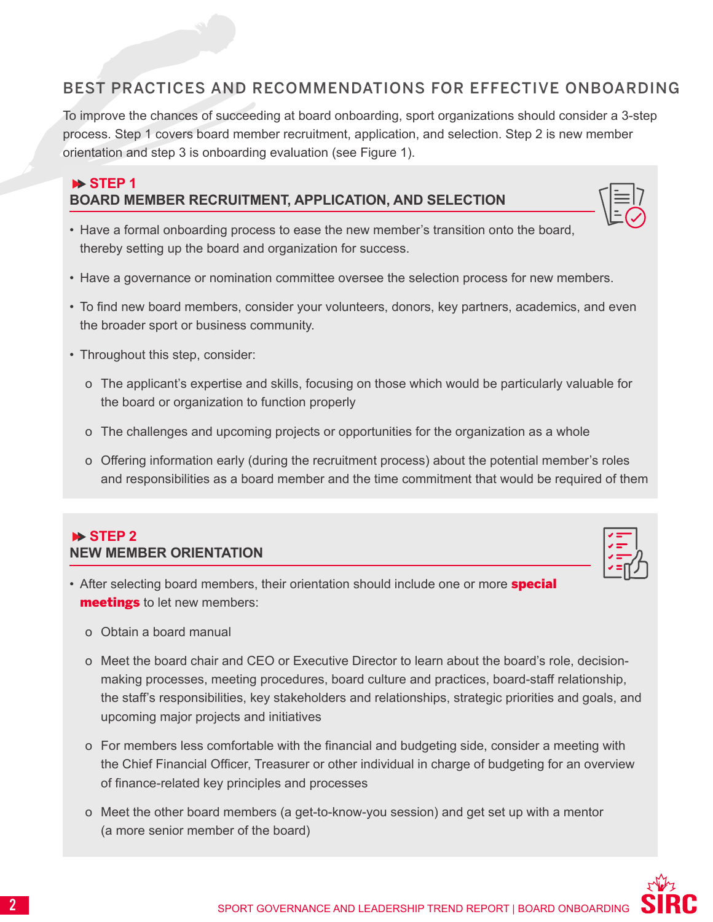## BEST PRACTICES AND RECOMMENDATIONS FOR EFFECTIVE ONBOARDING

To improve the chances of succeeding at board onboarding, sport organizations should consider a 3-step process. Step 1 covers board member recruitment, application, and selection. Step 2 is new member orientation and step 3 is onboarding evaluation (see Figure 1).

### STEP 1
### BOARD MEMBER RECRUITMENT, APPLICATION, AND SELECTION

- Have a formal onboarding process to ease the new member's transition onto the board, thereby setting up the board and organization for success.
- Have a governance or nomination committee oversee the selection process for new members.
- To find new board members, consider your volunteers, donors, key partners, academics, and even the broader sport or business community.
- Throughout this step, consider:
  - The applicant's expertise and skills, focusing on those which would be particularly valuable for the board or organization to function properly
  - The challenges and upcoming projects or opportunities for the organization as a whole
  - Offering information early (during the recruitment process) about the potential member's roles and responsibilities as a board member and the time commitment that would be required of them

### STEP 2
### NEW MEMBER ORIENTATION

- After selecting board members, their orientation should include one or more **special meetings** to let new members:
  - Obtain a board manual
  - Meet the board chair and CEO or Executive Director to learn about the board's role, decision-making processes, meeting procedures, board culture and practices, board-staff relationship, the staff's responsibilities, key stakeholders and relationships, strategic priorities and goals, and upcoming major projects and initiatives
  - For members less comfortable with the financial and budgeting side, consider a meeting with the Chief Financial Officer, Treasurer or other individual in charge of budgeting for an overview of finance-related key principles and processes
  - Meet the other board members (a get-to-know-you session) and get set up with a mentor (a more senior member of the board)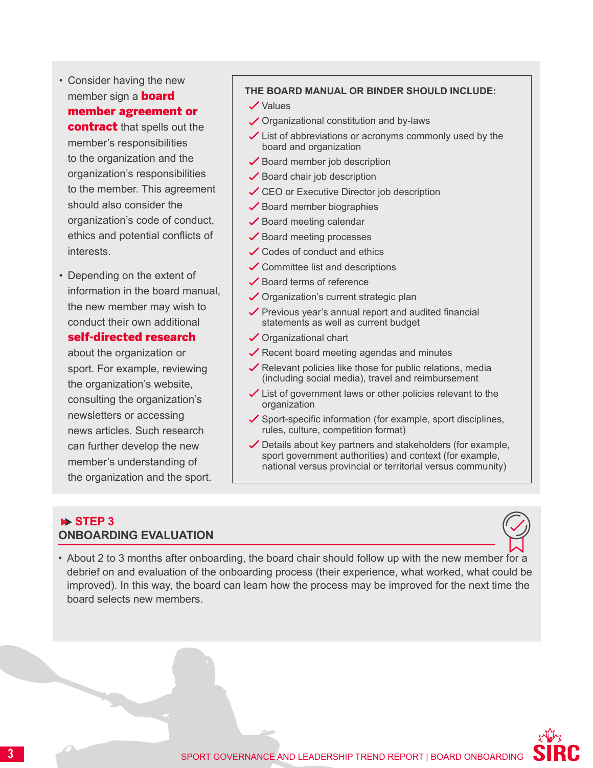- Consider having the new member sign a **board member agreement or contract** that spells out the member's responsibilities to the organization and the organization's responsibilities to the member. This agreement should also consider the organization's code of conduct, ethics and potential conflicts of interests.

- Depending on the extent of information in the board manual, the new member may wish to conduct their own additional **self-directed research** about the organization or sport. For example, reviewing the organization's website, consulting the organization's newsletters or accessing news articles. Such research can further develop the new member's understanding of the organization and the sport.

**THE BOARD MANUAL OR BINDER SHOULD INCLUDE:**

- ✓ Values
- ✓ Organizational constitution and by-laws
- ✓ List of abbreviations or acronyms commonly used by the board and organization
- ✓ Board member job description
- ✓ Board chair job description
- ✓ CEO or Executive Director job description
- ✓ Board member biographies
- ✓ Board meeting calendar
- ✓ Board meeting processes
- ✓ Codes of conduct and ethics
- ✓ Committee list and descriptions
- ✓ Board terms of reference
- ✓ Organization's current strategic plan
- ✓ Previous year's annual report and audited financial statements as well as current budget
- ✓ Organizational chart
- ✓ Recent board meeting agendas and minutes
- ✓ Relevant policies like those for public relations, media (including social media), travel and reimbursement
- ✓ List of government laws or other policies relevant to the organization
- ✓ Sport-specific information (for example, sport disciplines, rules, culture, competition format)
- ✓ Details about key partners and stakeholders (for example, sport government authorities) and context (for example, national versus provincial or territorial versus community)

## STEP 3
## ONBOARDING EVALUATION

- About 2 to 3 months after onboarding, the board chair should follow up with the new member for a debrief on and evaluation of the onboarding process (their experience, what worked, what could be improved). In this way, the board can learn how the process may be improved for the next time the board selects new members.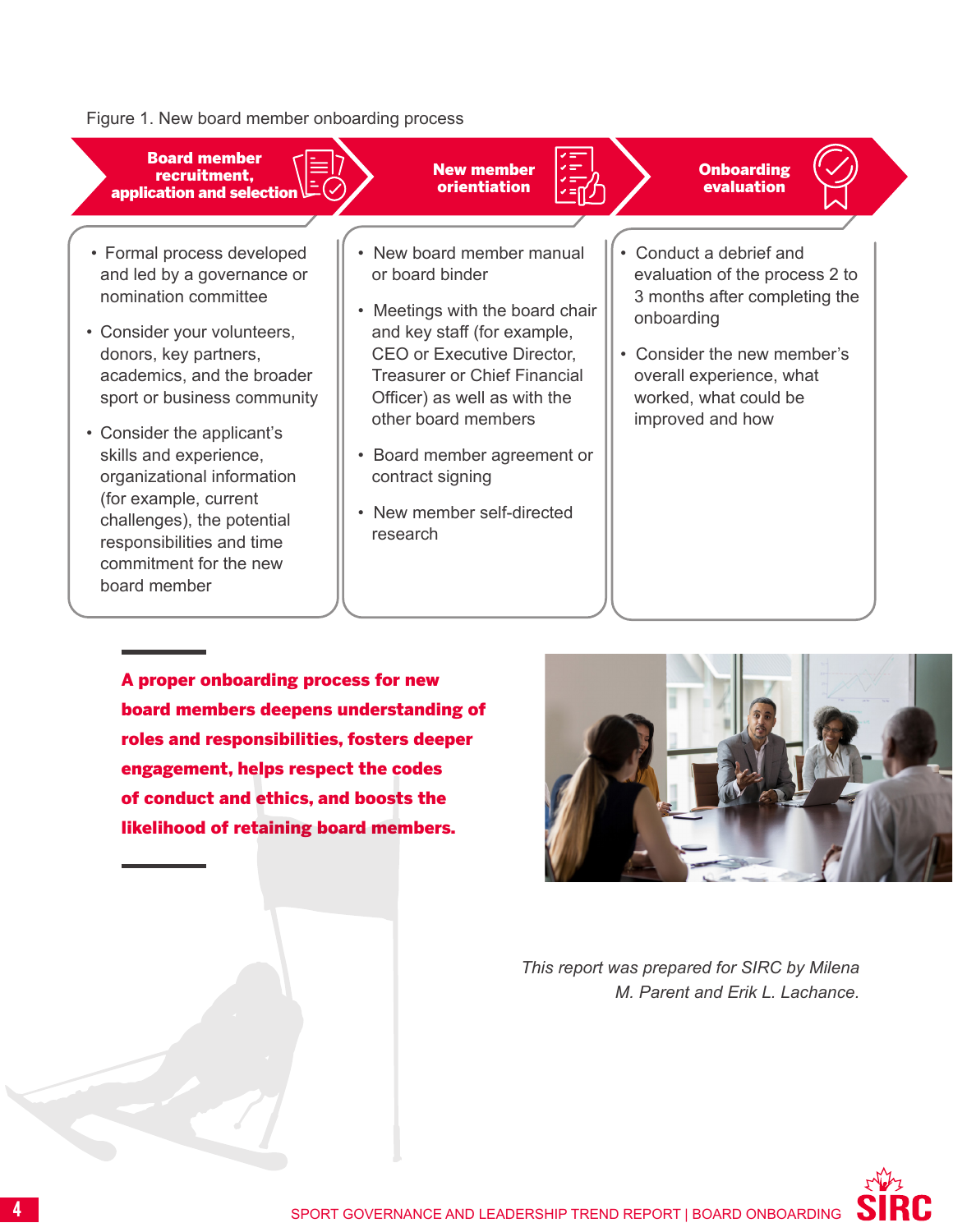Figure 1. New board member onboarding process

### Board member recruitment, application and selection

- Formal process developed and led by a governance or nomination committee
- Consider your volunteers, donors, key partners, academics, and the broader sport or business community
- Consider the applicant's skills and experience, organizational information (for example, current challenges), the potential responsibilities and time commitment for the new board member

### New member orientation

- New board member manual or board binder
- Meetings with the board chair and key staff (for example, CEO or Executive Director, Treasurer or Chief Financial Officer) as well as with the other board members
- Board member agreement or contract signing
- New member self-directed research

### Onboarding evaluation

- Conduct a debrief and evaluation of the process 2 to 3 months after completing the onboarding
- Consider the new member's overall experience, what worked, what could be improved and how

**A proper onboarding process for new board members deepens understanding of roles and responsibilities, fosters deeper engagement, helps respect the codes of conduct and ethics, and boosts the likelihood of retaining board members.**

*This report was prepared for SIRC by Milena M. Parent and Erik L. Lachance.*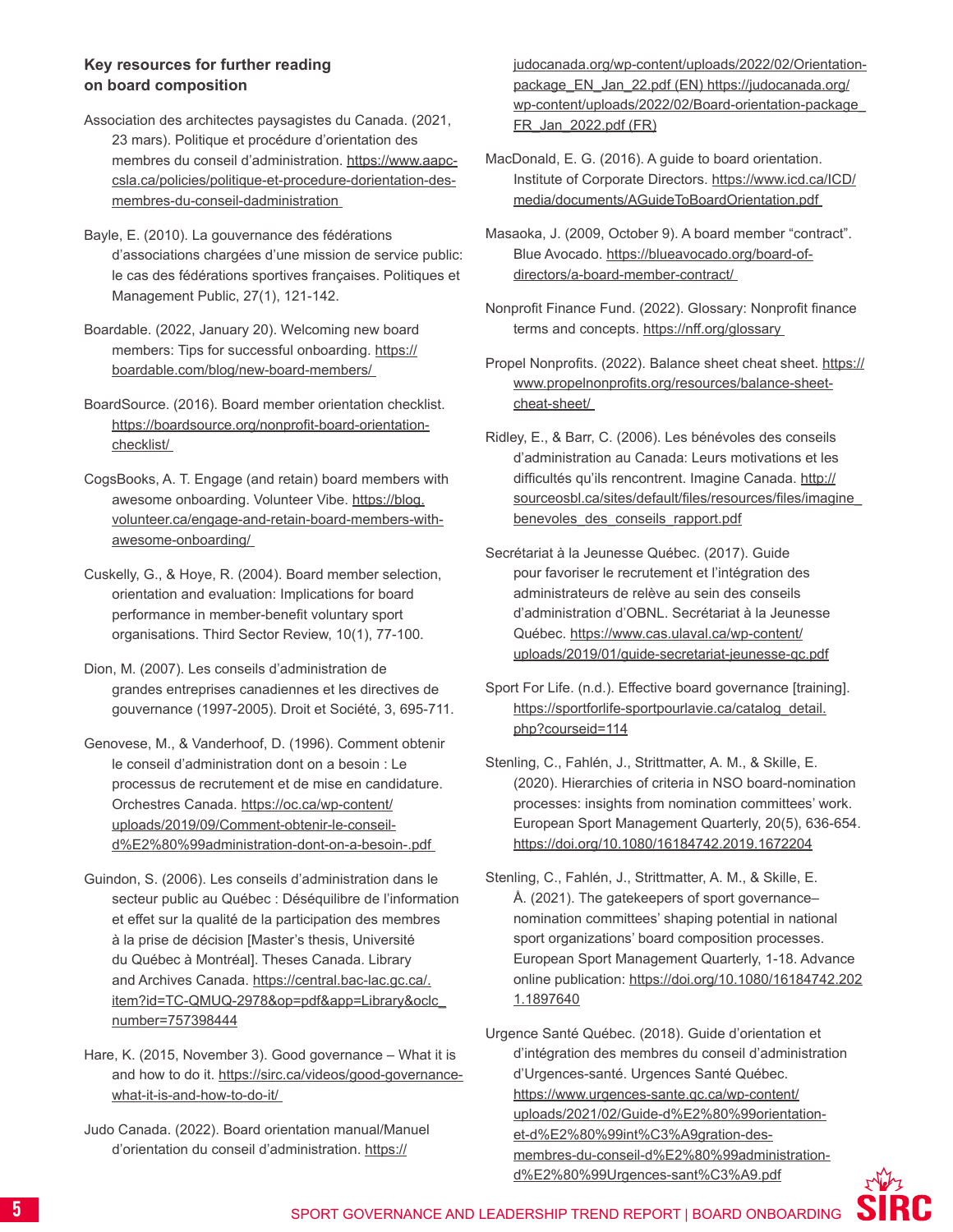## Key resources for further reading on board composition

Association des architectes paysagistes du Canada. (2021, 23 mars). Politique et procédure d'orientation des membres du conseil d'administration. https://www.aapc-csla.ca/policies/politique-et-procedure-dorientation-des-membres-du-conseil-dadministration

Bayle, E. (2010). La gouvernance des fédérations d'associations chargées d'une mission de service public: le cas des fédérations sportives françaises. Politiques et Management Public, 27(1), 121-142.

Boardable. (2022, January 20). Welcoming new board members: Tips for successful onboarding. https://boardable.com/blog/new-board-members/

BoardSource. (2016). Board member orientation checklist. https://boardsource.org/nonprofit-board-orientation-checklist/

CogsBooks, A. T. Engage (and retain) board members with awesome onboarding. Volunteer Vibe. https://blog.volunteer.ca/engage-and-retain-board-members-with-awesome-onboarding/

Cuskelly, G., & Hoye, R. (2004). Board member selection, orientation and evaluation: Implications for board performance in member-benefit voluntary sport organisations. Third Sector Review, 10(1), 77-100.

Dion, M. (2007). Les conseils d'administration de grandes entreprises canadiennes et les directives de gouvernance (1997-2005). Droit et Société, 3, 695-711.

Genovese, M., & Vanderhoof, D. (1996). Comment obtenir le conseil d'administration dont on a besoin : Le processus de recrutement et de mise en candidature. Orchestres Canada. https://oc.ca/wp-content/uploads/2019/09/Comment-obtenir-le-conseil-d%E2%80%99administration-dont-on-a-besoin-.pdf

Guindon, S. (2006). Les conseils d'administration dans le secteur public au Québec : Déséquilibre de l'information et effet sur la qualité de la participation des membres à la prise de décision [Master's thesis, Université du Québec à Montréal]. Theses Canada. Library and Archives Canada. https://central.bac-lac.gc.ca/.item?id=TC-QMUQ-2978&op=pdf&app=Library&oclc_number=757398444

Hare, K. (2015, November 3). Good governance – What it is and how to do it. https://sirc.ca/videos/good-governance-what-it-is-and-how-to-do-it/

Judo Canada. (2022). Board orientation manual/Manuel d'orientation du conseil d'administration. https://judocanada.org/wp-content/uploads/2022/02/Orientation-package_EN_Jan_22.pdf (EN) https://judocanada.org/wp-content/uploads/2022/02/Board-orientation-package_FR_Jan_2022.pdf (FR)

MacDonald, E. G. (2016). A guide to board orientation. Institute of Corporate Directors. https://www.icd.ca/ICD/media/documents/AGuideToBoardOrientation.pdf

Masaoka, J. (2009, October 9). A board member "contract". Blue Avocado. https://blueavocado.org/board-of-directors/a-board-member-contract/

Nonprofit Finance Fund. (2022). Glossary: Nonprofit finance terms and concepts. https://nff.org/glossary

Propel Nonprofits. (2022). Balance sheet cheat sheet. https://www.propelnonprofits.org/resources/balance-sheet-cheat-sheet/

Ridley, E., & Barr, C. (2006). Les bénévoles des conseils d'administration au Canada: Leurs motivations et les difficultés qu'ils rencontrent. Imagine Canada. http://sourceosbl.ca/sites/default/files/resources/files/imagine_benevoles_des_conseils_rapport.pdf

Secrétariat à la Jeunesse Québec. (2017). Guide pour favoriser le recrutement et l'intégration des administrateurs de relève au sein des conseils d'administration d'OBNL. Secrétariat à la Jeunesse Québec. https://www.cas.ulaval.ca/wp-content/uploads/2019/01/guide-secretariat-jeunesse-qc.pdf

Sport For Life. (n.d.). Effective board governance [training]. https://sportforlife-sportpourlavie.ca/catalog_detail.php?courseid=114

Stenling, C., Fahlén, J., Strittmatter, A. M., & Skille, E. (2020). Hierarchies of criteria in NSO board-nomination processes: insights from nomination committees' work. European Sport Management Quarterly, 20(5), 636-654. https://doi.org/10.1080/16184742.2019.1672204

Stenling, C., Fahlén, J., Strittmatter, A. M., & Skille, E. Å. (2021). The gatekeepers of sport governance– nomination committees' shaping potential in national sport organizations' board composition processes. European Sport Management Quarterly, 1-18. Advance online publication: https://doi.org/10.1080/16184742.2021.1897640

Urgence Santé Québec. (2018). Guide d'orientation et d'intégration des membres du conseil d'administration d'Urgences-santé. Urgences Santé Québec. https://www.urgences-sante.qc.ca/wp-content/uploads/2021/02/Guide-d%E2%80%99orientation-et-d%E2%80%99int%C3%A9gration-des-membres-du-conseil-d%E2%80%99administration-d%E2%80%99Urgences-sant%C3%A9.pdf